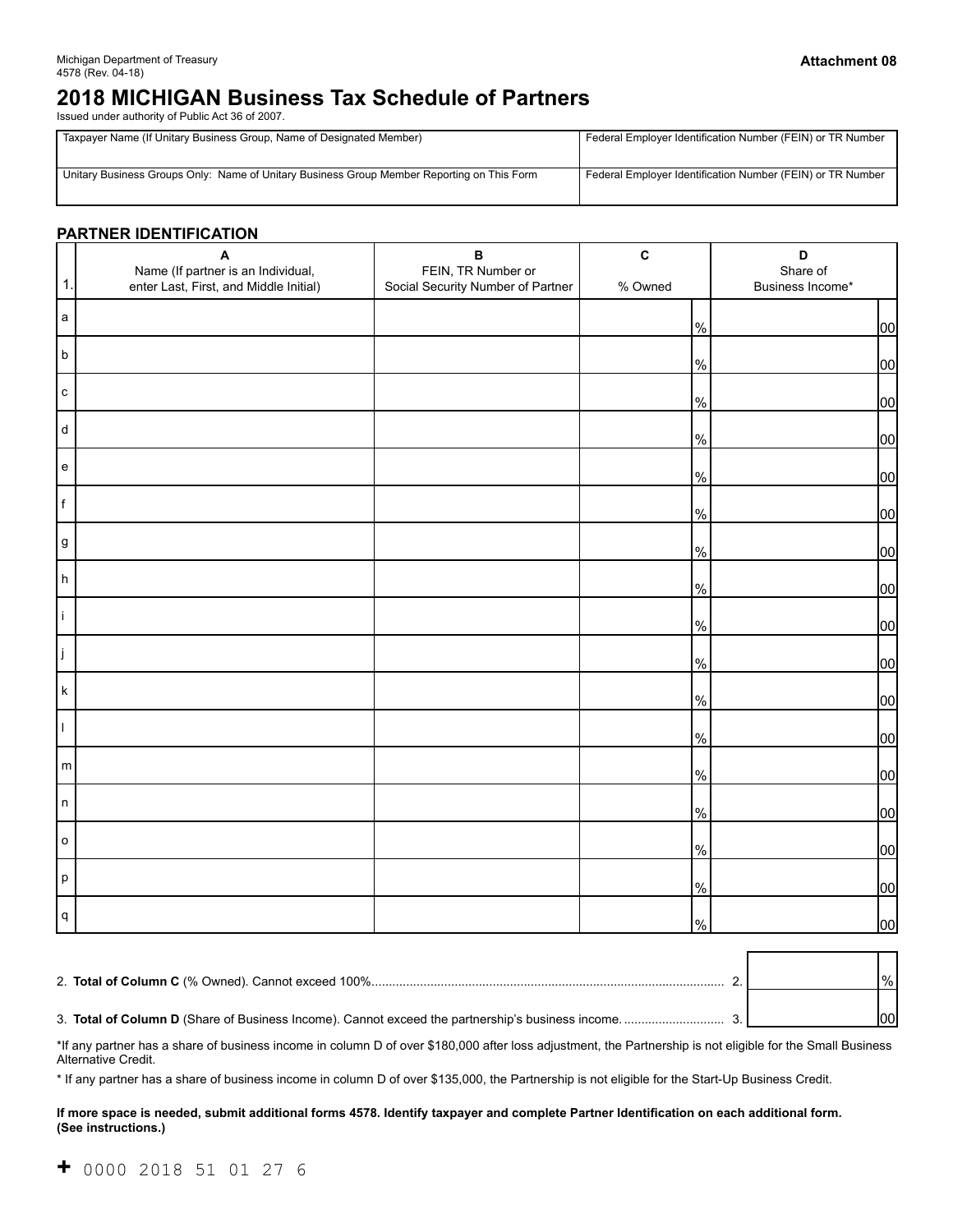Michigan Department of Treasury
4578 (Rev. 04-18)

**Attachment 08**

# 2018 MICHIGAN Business Tax Schedule of Partners

Issued under authority of Public Act 36 of 2007.

| Taxpayer Name (If Unitary Business Group, Name of Designated Member) | Federal Employer Identification Number (FEIN) or TR Number |
|---|---|
| | |
| **Unitary Business Groups Only:** Name of Unitary Business Group Member Reporting on This Form | Federal Employer Identification Number (FEIN) or TR Number |
| | |

## PARTNER IDENTIFICATION

| 1. | A<br>Name (If partner is an Individual, enter Last, First, and Middle Initial) | B<br>FEIN, TR Number or Social Security Number of Partner | C<br>% Owned | D<br>Share of Business Income* |
|---|---|---|---|---|
| a | | | % | 00 |
| b | | | % | 00 |
| c | | | % | 00 |
| d | | | % | 00 |
| e | | | % | 00 |
| f | | | % | 00 |
| g | | | % | 00 |
| h | | | % | 00 |
| i | | | % | 00 |
| j | | | % | 00 |
| k | | | % | 00 |
| l | | | % | 00 |
| m | | | % | 00 |
| n | | | % | 00 |
| o | | | % | 00 |
| p | | | % | 00 |
| q | | | % | 00 |

2. **Total of Column C** (% Owned). Cannot exceed 100%.............................................................. 2. ______ %

3. **Total of Column D** (Share of Business Income). Cannot exceed the partnership's business income. ............................ 3. ______ 00

*If any partner has a share of business income in column D of over $180,000 after loss adjustment, the Partnership is not eligible for the Small Business Alternative Credit.

* If any partner has a share of business income in column D of over $135,000, the Partnership is not eligible for the Start-Up Business Credit.

**If more space is needed, submit additional forms 4578. Identify taxpayer and complete Partner Identification on each additional form. (See instructions.)**

+ 0000 2018 51 01 27 6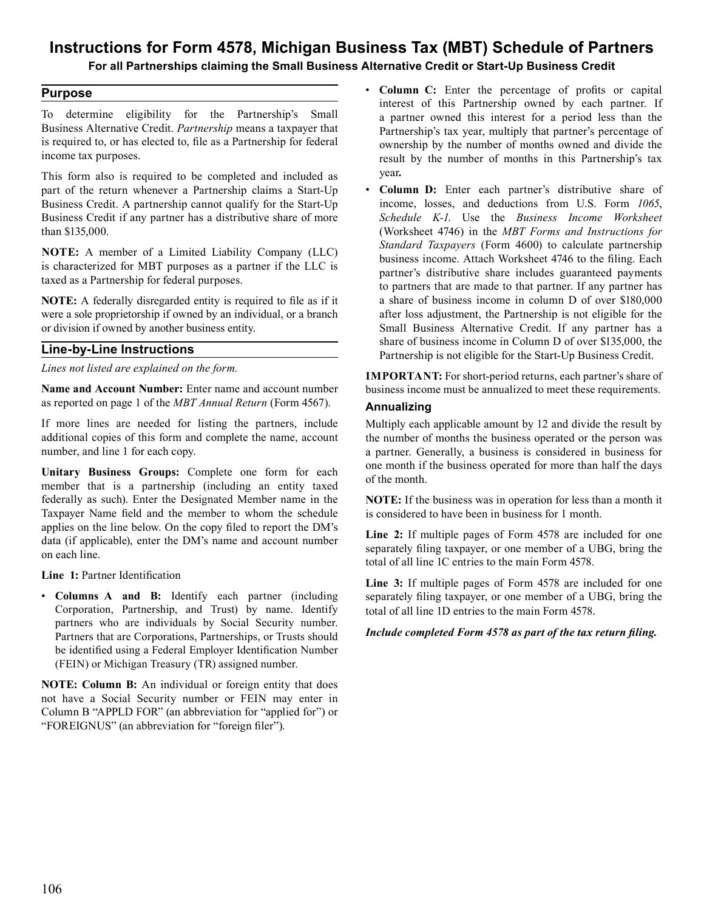# Instructions for Form 4578, Michigan Business Tax (MBT) Schedule of Partners

**For all Partnerships claiming the Small Business Alternative Credit or Start-Up Business Credit**

## Purpose

To determine eligibility for the Partnership's Small Business Alternative Credit. *Partnership* means a taxpayer that is required to, or has elected to, file as a Partnership for federal income tax purposes.

This form also is required to be completed and included as part of the return whenever a Partnership claims a Start-Up Business Credit. A partnership cannot qualify for the Start-Up Business Credit if any partner has a distributive share of more than $135,000.

**NOTE:** A member of a Limited Liability Company (LLC) is characterized for MBT purposes as a partner if the LLC is taxed as a Partnership for federal purposes.

**NOTE:** A federally disregarded entity is required to file as if it were a sole proprietorship if owned by an individual, or a branch or division if owned by another business entity.

## Line-by-Line Instructions

*Lines not listed are explained on the form.*

**Name and Account Number:** Enter name and account number as reported on page 1 of the *MBT Annual Return* (Form 4567).

If more lines are needed for listing the partners, include additional copies of this form and complete the name, account number, and line 1 for each copy.

**Unitary Business Groups:** Complete one form for each member that is a partnership (including an entity taxed federally as such). Enter the Designated Member name in the Taxpayer Name field and the member to whom the schedule applies on the line below. On the copy filed to report the DM's data (if applicable), enter the DM's name and account number on each line.

**Line 1:** Partner Identification

- **Columns A and B:** Identify each partner (including Corporation, Partnership, and Trust) by name. Identify partners who are individuals by Social Security number. Partners that are Corporations, Partnerships, or Trusts should be identified using a Federal Employer Identification Number (FEIN) or Michigan Treasury (TR) assigned number.

**NOTE: Column B:** An individual or foreign entity that does not have a Social Security number or FEIN may enter in Column B "APPLD FOR" (an abbreviation for "applied for") or "FOREIGNUS" (an abbreviation for "foreign filer").

- **Column C:** Enter the percentage of profits or capital interest of this Partnership owned by each partner. If a partner owned this interest for a period less than the Partnership's tax year, multiply that partner's percentage of ownership by the number of months owned and divide the result by the number of months in this Partnership's tax year**.**
- **Column D:** Enter each partner's distributive share of income, losses, and deductions from U.S. Form *1065*, *Schedule K-1*. Use the *Business Income Worksheet* (Worksheet 4746) in the *MBT Forms and Instructions for Standard Taxpayers* (Form 4600) to calculate partnership business income. Attach Worksheet 4746 to the filing. Each partner's distributive share includes guaranteed payments to partners that are made to that partner. If any partner has a share of business income in column D of over $180,000 after loss adjustment, the Partnership is not eligible for the Small Business Alternative Credit. If any partner has a share of business income in Column D of over $135,000, the Partnership is not eligible for the Start-Up Business Credit.

**IMPORTANT:** For short-period returns, each partner's share of business income must be annualized to meet these requirements.

### Annualizing

Multiply each applicable amount by 12 and divide the result by the number of months the business operated or the person was a partner. Generally, a business is considered in business for one month if the business operated for more than half the days of the month.

**NOTE:** If the business was in operation for less than a month it is considered to have been in business for 1 month.

**Line 2:** If multiple pages of Form 4578 are included for one separately filing taxpayer, or one member of a UBG, bring the total of all line 1C entries to the main Form 4578.

**Line 3:** If multiple pages of Form 4578 are included for one separately filing taxpayer, or one member of a UBG, bring the total of all line 1D entries to the main Form 4578.

***Include completed Form 4578 as part of the tax return filing.***